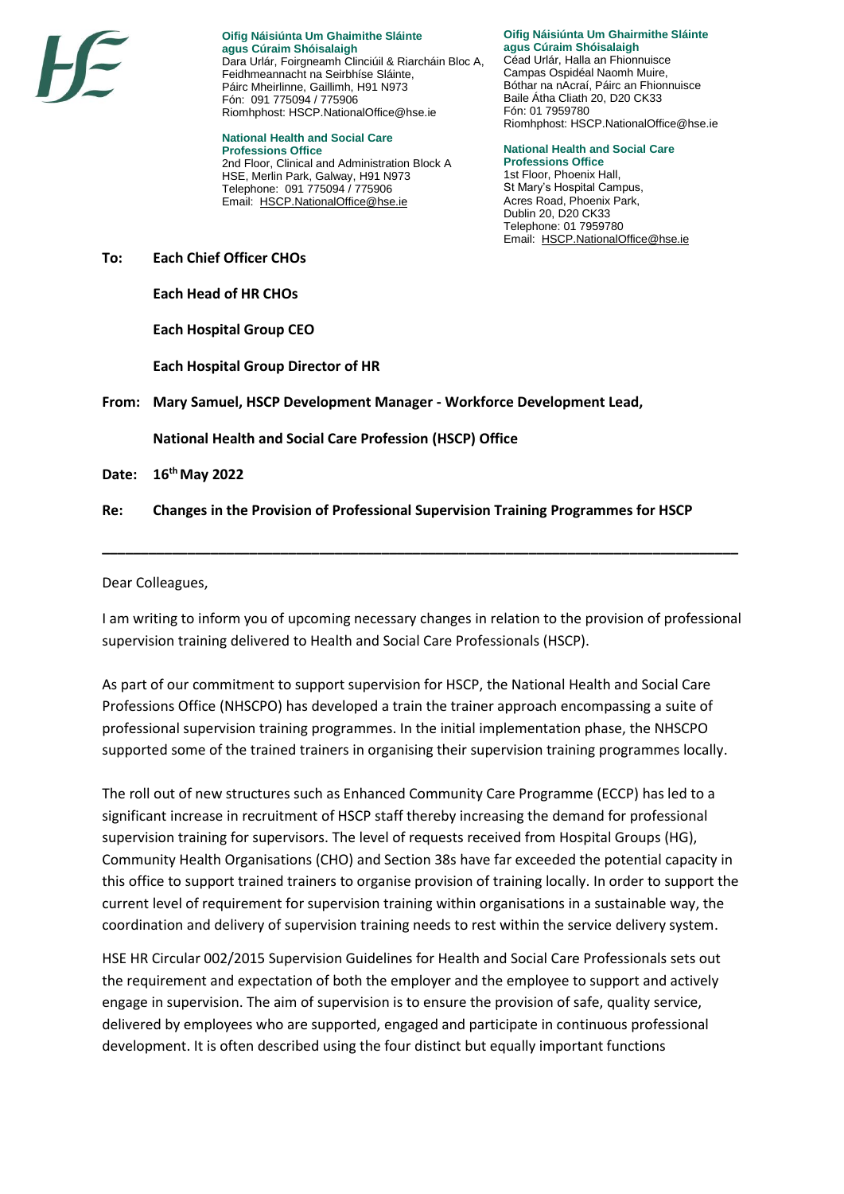**Oifig Náisiúnta Um Ghaimithe Sláinte agus Cúraim Shóisalaigh**
Dara Urlár, Foirgneamh Cliniciúil & Riarcháin Bloc A, Feidhmeannacht na Seirbhíse Sláinte, Páirc Mheirlinne, Gaillimh, H91 N973
Fón: 091 775094 / 775906
Riomhphost: HSCP.NationalOffice@hse.ie

**National Health and Social Care Professions Office**
2nd Floor, Clinical and Administration Block A
HSE, Merlin Park, Galway, H91 N973
Telephone: 091 775094 / 775906
Email: HSCP.NationalOffice@hse.ie

**Oifig Náisiúnta Um Ghairmithe Sláinte agus Cúraim Shóisalaigh**
Céad Urlár, Halla an Fhionnuisce
Campas Ospidéal Naomh Muire,
Bóthar na nAcraí, Páirc an Fhionnuisce
Baile Átha Cliath 20, D20 CK33
Fón: 01 7959780
Riomhphost: HSCP.NationalOffice@hse.ie

**National Health and Social Care Professions Office**
1st Floor, Phoenix Hall,
St Mary's Hospital Campus,
Acres Road, Phoenix Park,
Dublin 20, D20 CK33
Telephone: 01 7959780
Email: HSCP.NationalOffice@hse.ie

**To:** **Each Chief Officer CHOs**

**Each Head of HR CHOs**

**Each Hospital Group CEO**

**Each Hospital Group Director of HR**

**From:** **Mary Samuel, HSCP Development Manager - Workforce Development Lead,**

**National Health and Social Care Profession (HSCP) Office**

**Date:** **16th May 2022**

**Re:** **Changes in the Provision of Professional Supervision Training Programmes for HSCP**

---

Dear Colleagues,

I am writing to inform you of upcoming necessary changes in relation to the provision of professional supervision training delivered to Health and Social Care Professionals (HSCP).

As part of our commitment to support supervision for HSCP, the National Health and Social Care Professions Office (NHSCPO) has developed a train the trainer approach encompassing a suite of professional supervision training programmes. In the initial implementation phase, the NHSCPO supported some of the trained trainers in organising their supervision training programmes locally.

The roll out of new structures such as Enhanced Community Care Programme (ECCP) has led to a significant increase in recruitment of HSCP staff thereby increasing the demand for professional supervision training for supervisors. The level of requests received from Hospital Groups (HG), Community Health Organisations (CHO) and Section 38s have far exceeded the potential capacity in this office to support trained trainers to organise provision of training locally. In order to support the current level of requirement for supervision training within organisations in a sustainable way, the coordination and delivery of supervision training needs to rest within the service delivery system.

HSE HR Circular 002/2015 Supervision Guidelines for Health and Social Care Professionals sets out the requirement and expectation of both the employer and the employee to support and actively engage in supervision. The aim of supervision is to ensure the provision of safe, quality service, delivered by employees who are supported, engaged and participate in continuous professional development. It is often described using the four distinct but equally important functions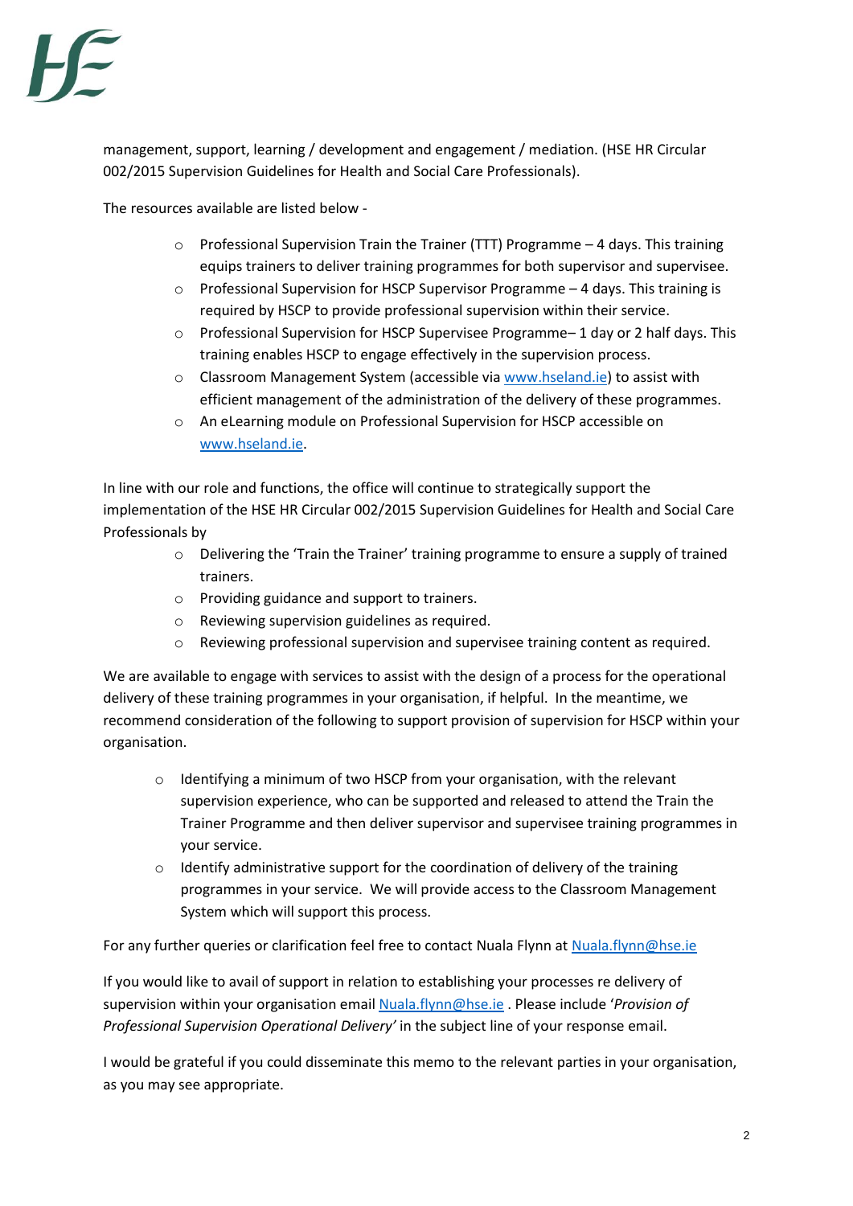management, support, learning / development and engagement / mediation. (HSE HR Circular 002/2015 Supervision Guidelines for Health and Social Care Professionals).

The resources available are listed below -

- Professional Supervision Train the Trainer (TTT) Programme – 4 days. This training equips trainers to deliver training programmes for both supervisor and supervisee.
- Professional Supervision for HSCP Supervisor Programme – 4 days. This training is required by HSCP to provide professional supervision within their service.
- Professional Supervision for HSCP Supervisee Programme– 1 day or 2 half days. This training enables HSCP to engage effectively in the supervision process.
- Classroom Management System (accessible via www.hseland.ie) to assist with efficient management of the administration of the delivery of these programmes.
- An eLearning module on Professional Supervision for HSCP accessible on www.hseland.ie.

In line with our role and functions, the office will continue to strategically support the implementation of the HSE HR Circular 002/2015 Supervision Guidelines for Health and Social Care Professionals by

- Delivering the 'Train the Trainer' training programme to ensure a supply of trained trainers.
- Providing guidance and support to trainers.
- Reviewing supervision guidelines as required.
- Reviewing professional supervision and supervisee training content as required.

We are available to engage with services to assist with the design of a process for the operational delivery of these training programmes in your organisation, if helpful. In the meantime, we recommend consideration of the following to support provision of supervision for HSCP within your organisation.

- Identifying a minimum of two HSCP from your organisation, with the relevant supervision experience, who can be supported and released to attend the Train the Trainer Programme and then deliver supervisor and supervisee training programmes in your service.
- Identify administrative support for the coordination of delivery of the training programmes in your service. We will provide access to the Classroom Management System which will support this process.

For any further queries or clarification feel free to contact Nuala Flynn at Nuala.flynn@hse.ie

If you would like to avail of support in relation to establishing your processes re delivery of supervision within your organisation email Nuala.flynn@hse.ie . Please include '*Provision of Professional Supervision Operational Delivery'* in the subject line of your response email.

I would be grateful if you could disseminate this memo to the relevant parties in your organisation, as you may see appropriate.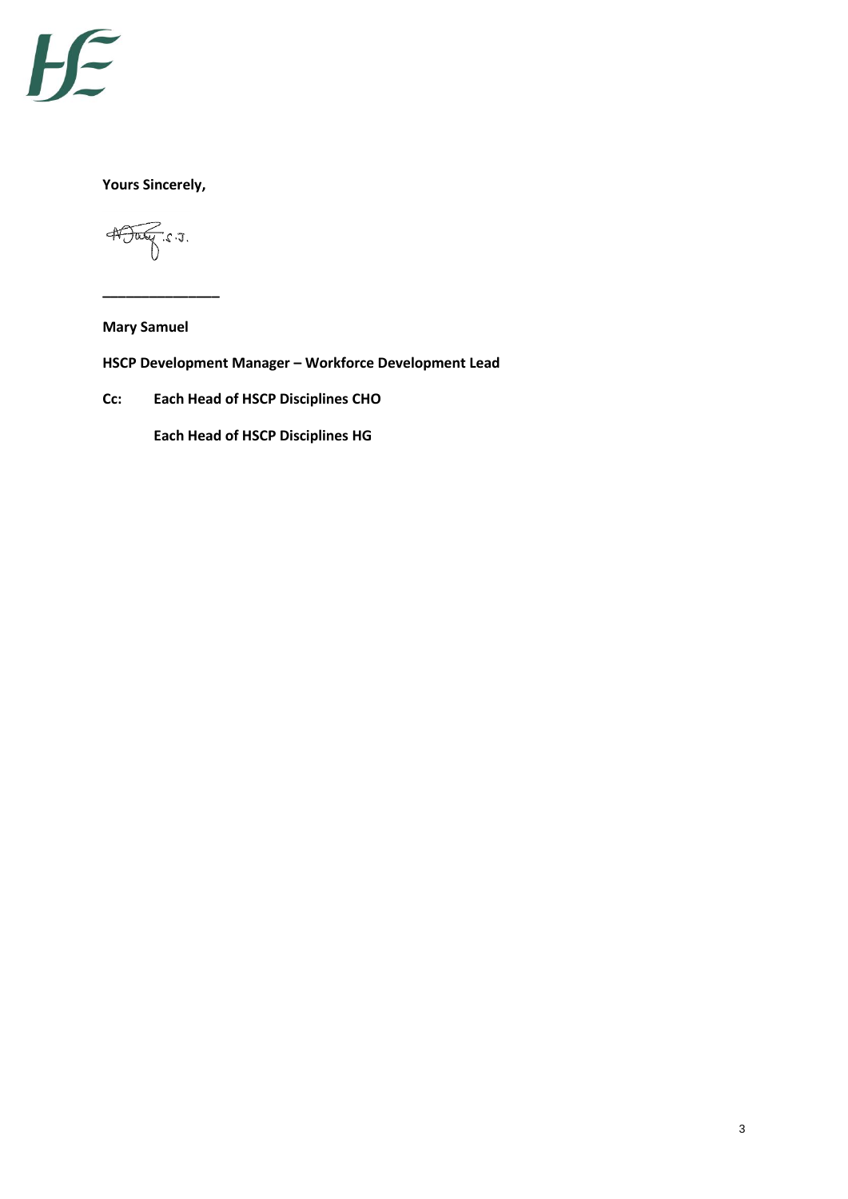**Yours Sincerely,**

**______________**

**Mary Samuel**

**HSCP Development Manager – Workforce Development Lead**

**Cc: Each Head of HSCP Disciplines CHO**

**Each Head of HSCP Disciplines HG**